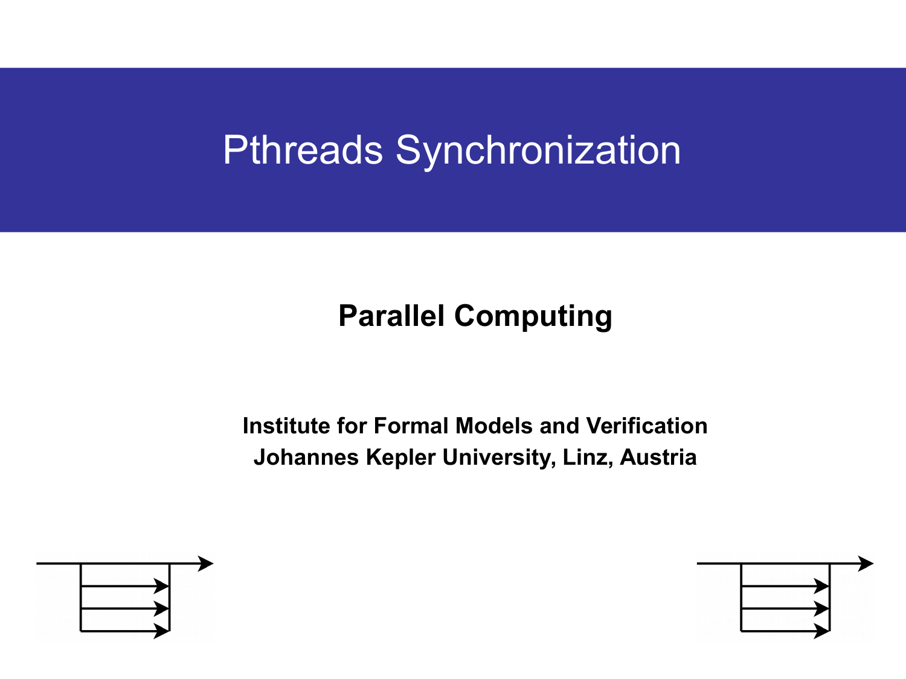# Pthreads Synchronization

**Parallel Computing**

**Institute for Formal Models and Verification**
**Johannes Kepler University, Linz, Austria**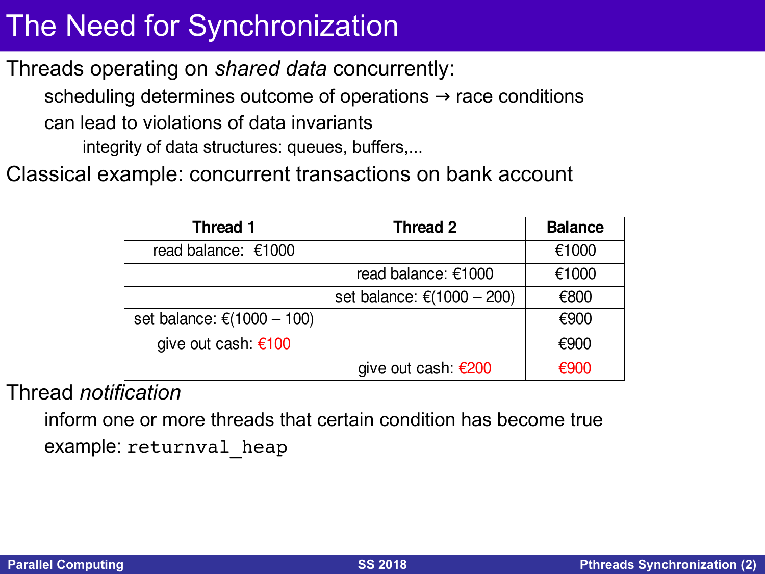# The Need for Synchronization

Threads operating on *shared data* concurrently:

- scheduling determines outcome of operations → race conditions
- can lead to violations of data invariants
  - integrity of data structures: queues, buffers,...

Classical example: concurrent transactions on bank account

| Thread 1 | Thread 2 | Balance |
|---|---|---|
| read balance: €1000 | | €1000 |
| | read balance: €1000 | €1000 |
| | set balance: €(1000 – 200) | €800 |
| set balance: €(1000 – 100) | | €900 |
| give out cash: €100 | | €900 |
| | give out cash: €200 | €900 |

Thread *notification*

- inform one or more threads that certain condition has become true
- example: `returnval_heap`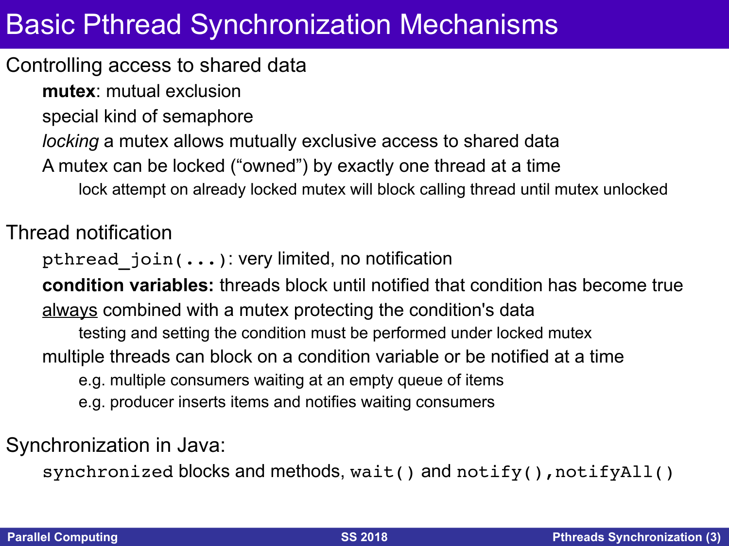# Basic Pthread Synchronization Mechanisms

Controlling access to shared data

- **mutex**: mutual exclusion
- special kind of semaphore
- *locking* a mutex allows mutually exclusive access to shared data
- A mutex can be locked ("owned") by exactly one thread at a time
  - lock attempt on already locked mutex will block calling thread until mutex unlocked

Thread notification

- `pthread_join(...)`: very limited, no notification
- **condition variables:** threads block until notified that condition has become true
- always combined with a mutex protecting the condition's data
  - testing and setting the condition must be performed under locked mutex
- multiple threads can block on a condition variable or be notified at a time
  - e.g. multiple consumers waiting at an empty queue of items
  - e.g. producer inserts items and notifies waiting consumers

Synchronization in Java:

- `synchronized` blocks and methods, `wait()` and `notify()`,`notifyAll()`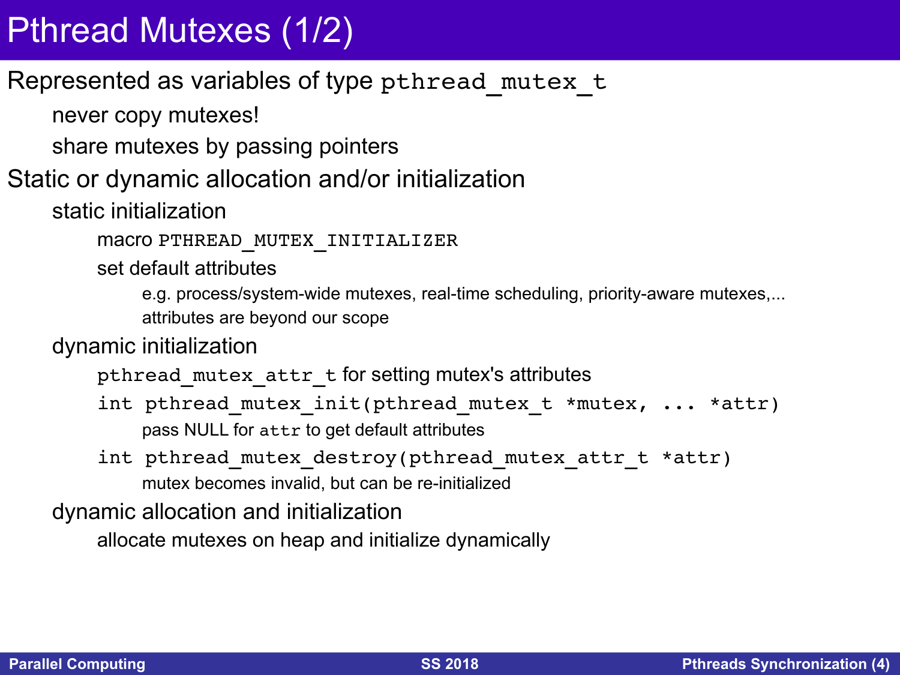# Pthread Mutexes (1/2)

Represented as variables of type `pthread_mutex_t`

- never copy mutexes!
- share mutexes by passing pointers

Static or dynamic allocation and/or initialization

- static initialization
  - macro `PTHREAD_MUTEX_INITIALIZER`
  - set default attributes
    - e.g. process/system-wide mutexes, real-time scheduling, priority-aware mutexes,...
    - attributes are beyond our scope
- dynamic initialization
  - `pthread_mutex_attr_t` for setting mutex's attributes
  - `int pthread_mutex_init(pthread_mutex_t *mutex, ... *attr)`
    - pass NULL for `attr` to get default attributes
  - `int pthread_mutex_destroy(pthread_mutex_attr_t *attr)`
    - mutex becomes invalid, but can be re-initialized
- dynamic allocation and initialization
  - allocate mutexes on heap and initialize dynamically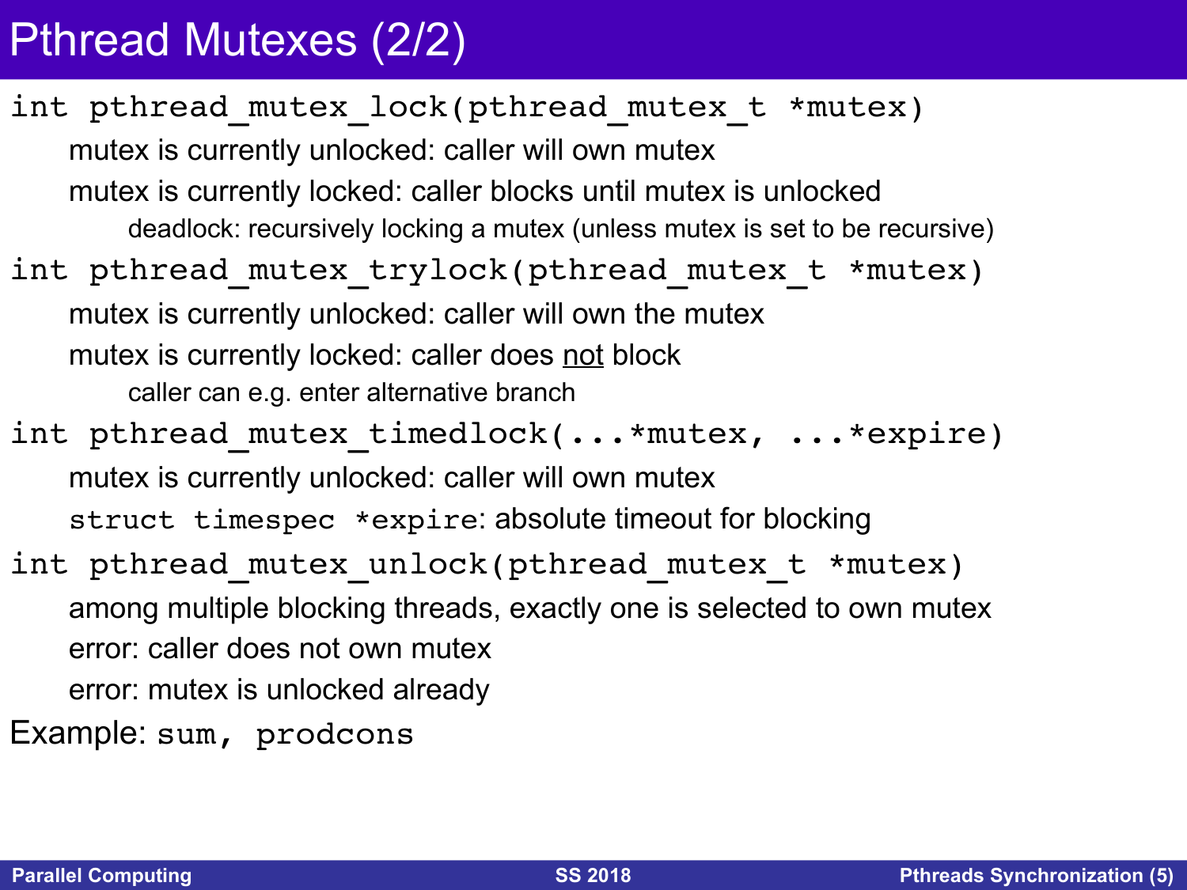# Pthread Mutexes (2/2)

`int pthread_mutex_lock(pthread_mutex_t *mutex)`

- mutex is currently unlocked: caller will own mutex
- mutex is currently locked: caller blocks until mutex is unlocked
  - deadlock: recursively locking a mutex (unless mutex is set to be recursive)

`int pthread_mutex_trylock(pthread_mutex_t *mutex)`

- mutex is currently unlocked: caller will own the mutex
- mutex is currently locked: caller does <u>not</u> block
  - caller can e.g. enter alternative branch

`int pthread_mutex_timedlock(...*mutex, ...*expire)`

- mutex is currently unlocked: caller will own mutex
- `struct timespec *expire`: absolute timeout for blocking

`int pthread_mutex_unlock(pthread_mutex_t *mutex)`

- among multiple blocking threads, exactly one is selected to own mutex
- error: caller does not own mutex
- error: mutex is unlocked already

Example: `sum, prodcons`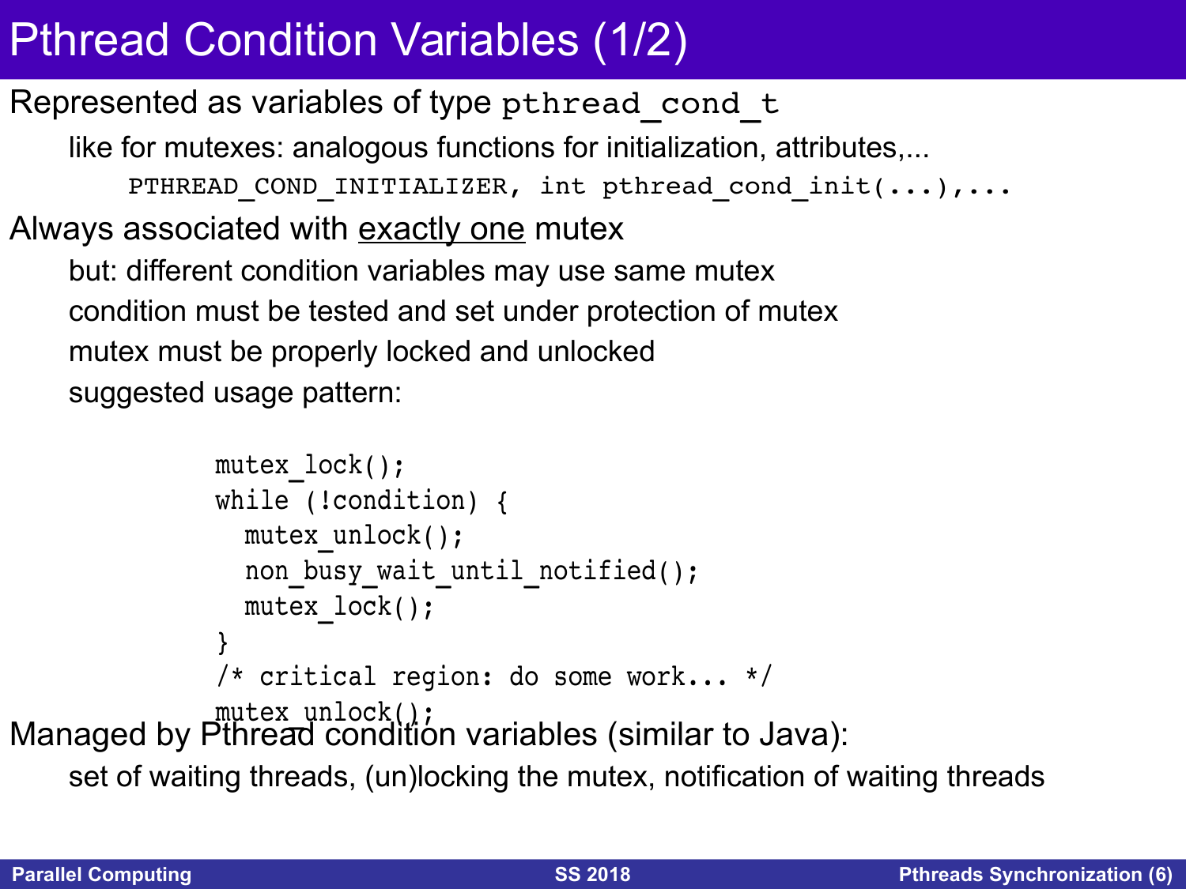# Pthread Condition Variables (1/2)

Represented as variables of type `pthread_cond_t`

- like for mutexes: analogous functions for initialization, attributes,...
  - `PTHREAD_COND_INITIALIZER, int pthread_cond_init(...),...`

Always associated with <u>exactly one</u> mutex

- but: different condition variables may use same mutex
- condition must be tested and set under protection of mutex
- mutex must be properly locked and unlocked
- suggested usage pattern:

```
mutex_lock();
while (!condition) {
  mutex_unlock();
  non_busy_wait_until_notified();
  mutex_lock();
}
/* critical region: do some work... */
mutex_unlock();
```

Managed by Pthread condition variables (similar to Java):

- set of waiting threads, (un)locking the mutex, notification of waiting threads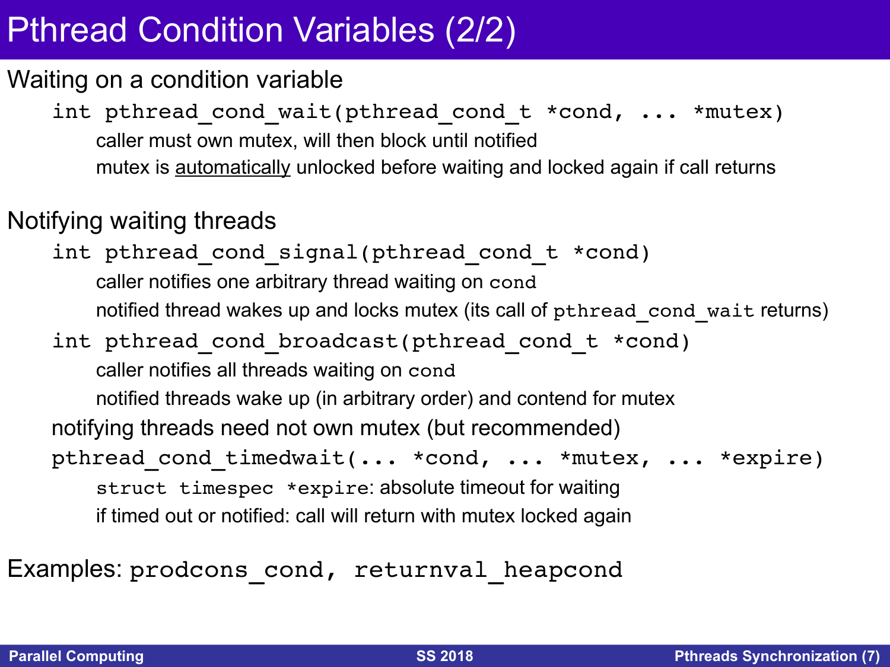# Pthread Condition Variables (2/2)

## Waiting on a condition variable

```
int pthread_cond_wait(pthread_cond_t *cond, ... *mutex)
```

- caller must own mutex, will then block until notified
- mutex is <u>automatically</u> unlocked before waiting and locked again if call returns

## Notifying waiting threads

```
int pthread_cond_signal(pthread_cond_t *cond)
```

- caller notifies one arbitrary thread waiting on `cond`
- notified thread wakes up and locks mutex (its call of `pthread_cond_wait` returns)

```
int pthread_cond_broadcast(pthread_cond_t *cond)
```

- caller notifies all threads waiting on `cond`
- notified threads wake up (in arbitrary order) and contend for mutex

notifying threads need not own mutex (but recommended)

```
pthread_cond_timedwait(... *cond, ... *mutex, ... *expire)
```

- `struct timespec *expire`: absolute timeout for waiting
- if timed out or notified: call will return with mutex locked again

Examples: `prodcons_cond, returnval_heapcond`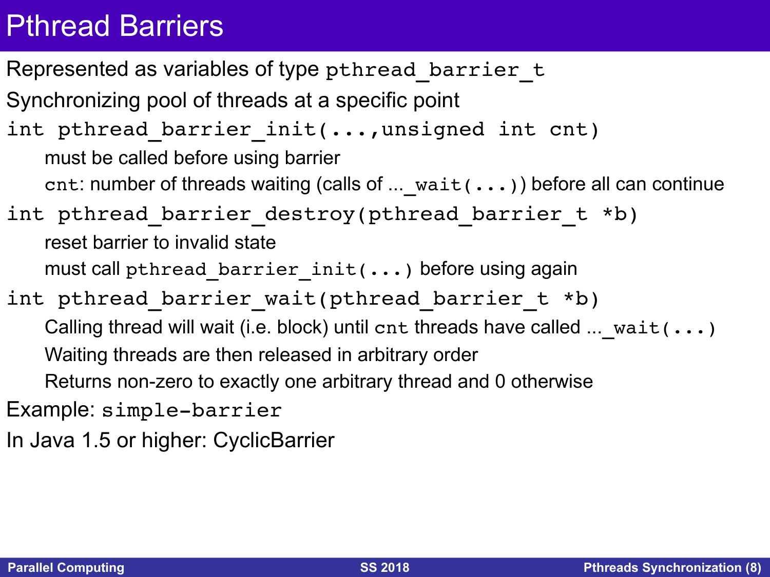# Pthread Barriers

Represented as variables of type `pthread_barrier_t`

Synchronizing pool of threads at a specific point

`int pthread_barrier_init(...,unsigned int cnt)`

- must be called before using barrier
- `cnt`: number of threads waiting (calls of ...`_wait(...)`) before all can continue

`int pthread_barrier_destroy(pthread_barrier_t *b)`

- reset barrier to invalid state
- must call `pthread_barrier_init(...)` before using again

`int pthread_barrier_wait(pthread_barrier_t *b)`

- Calling thread will wait (i.e. block) until `cnt` threads have called ...`_wait(...)`
- Waiting threads are then released in arbitrary order
- Returns non-zero to exactly one arbitrary thread and 0 otherwise

Example: `simple-barrier`

In Java 1.5 or higher: CyclicBarrier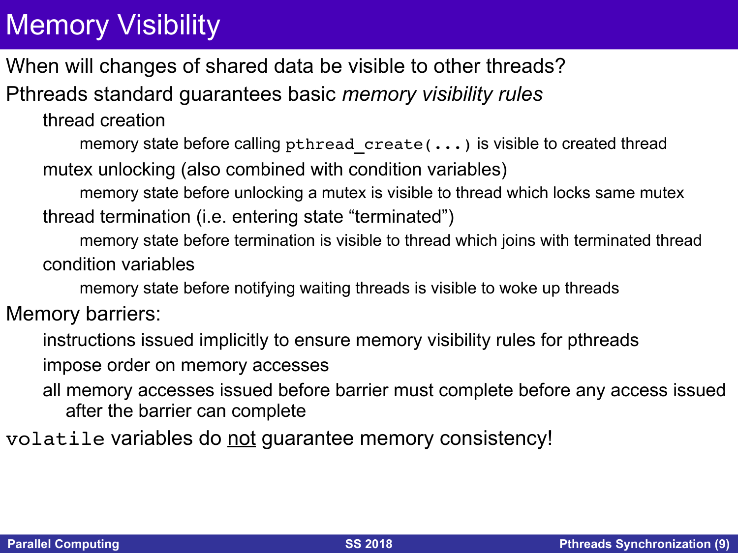# Memory Visibility

When will changes of shared data be visible to other threads?

Pthreads standard guarantees basic *memory visibility rules*

- thread creation
  - memory state before calling `pthread_create(...)` is visible to created thread
- mutex unlocking (also combined with condition variables)
  - memory state before unlocking a mutex is visible to thread which locks same mutex
- thread termination (i.e. entering state “terminated”)
  - memory state before termination is visible to thread which joins with terminated thread
- condition variables
  - memory state before notifying waiting threads is visible to woke up threads

Memory barriers:

- instructions issued implicitly to ensure memory visibility rules for pthreads
- impose order on memory accesses
- all memory accesses issued before barrier must complete before any access issued after the barrier can complete

`volatile` variables do <u>not</u> guarantee memory consistency!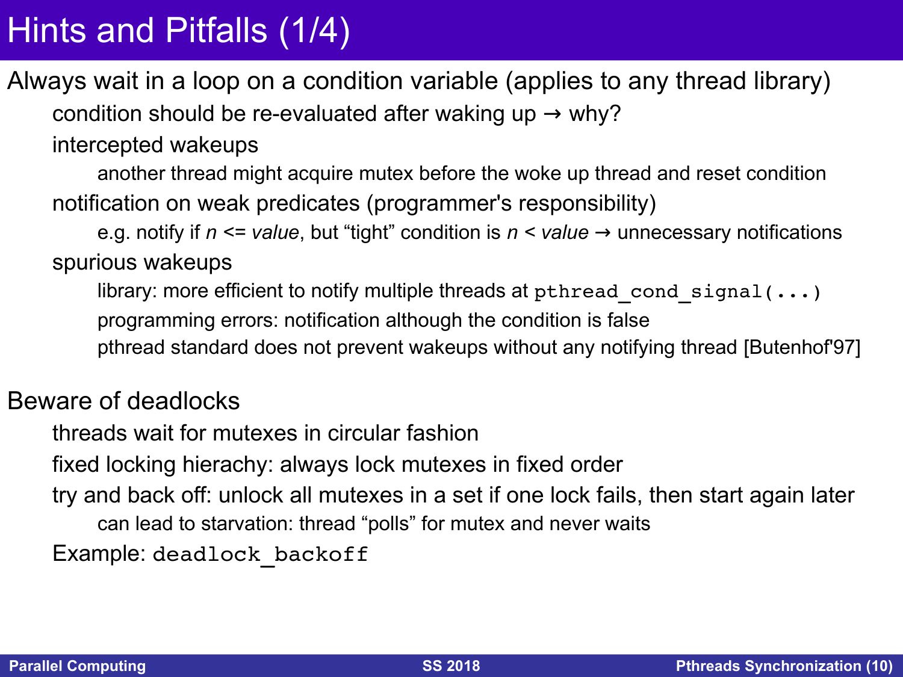# Hints and Pitfalls (1/4)

Always wait in a loop on a condition variable (applies to any thread library)

- condition should be re-evaluated after waking up → why?
- intercepted wakeups
  - another thread might acquire mutex before the woke up thread and reset condition
- notification on weak predicates (programmer's responsibility)
  - e.g. notify if $n <= value$, but "tight" condition is $n < value$ → unnecessary notifications
- spurious wakeups
  - library: more efficient to notify multiple threads at `pthread_cond_signal(...)`
  - programming errors: notification although the condition is false
  - pthread standard does not prevent wakeups without any notifying thread [Butenhof'97]

Beware of deadlocks

- threads wait for mutexes in circular fashion
- fixed locking hierachy: always lock mutexes in fixed order
- try and back off: unlock all mutexes in a set if one lock fails, then start again later
  - can lead to starvation: thread "polls" for mutex and never waits
- Example: `deadlock_backoff`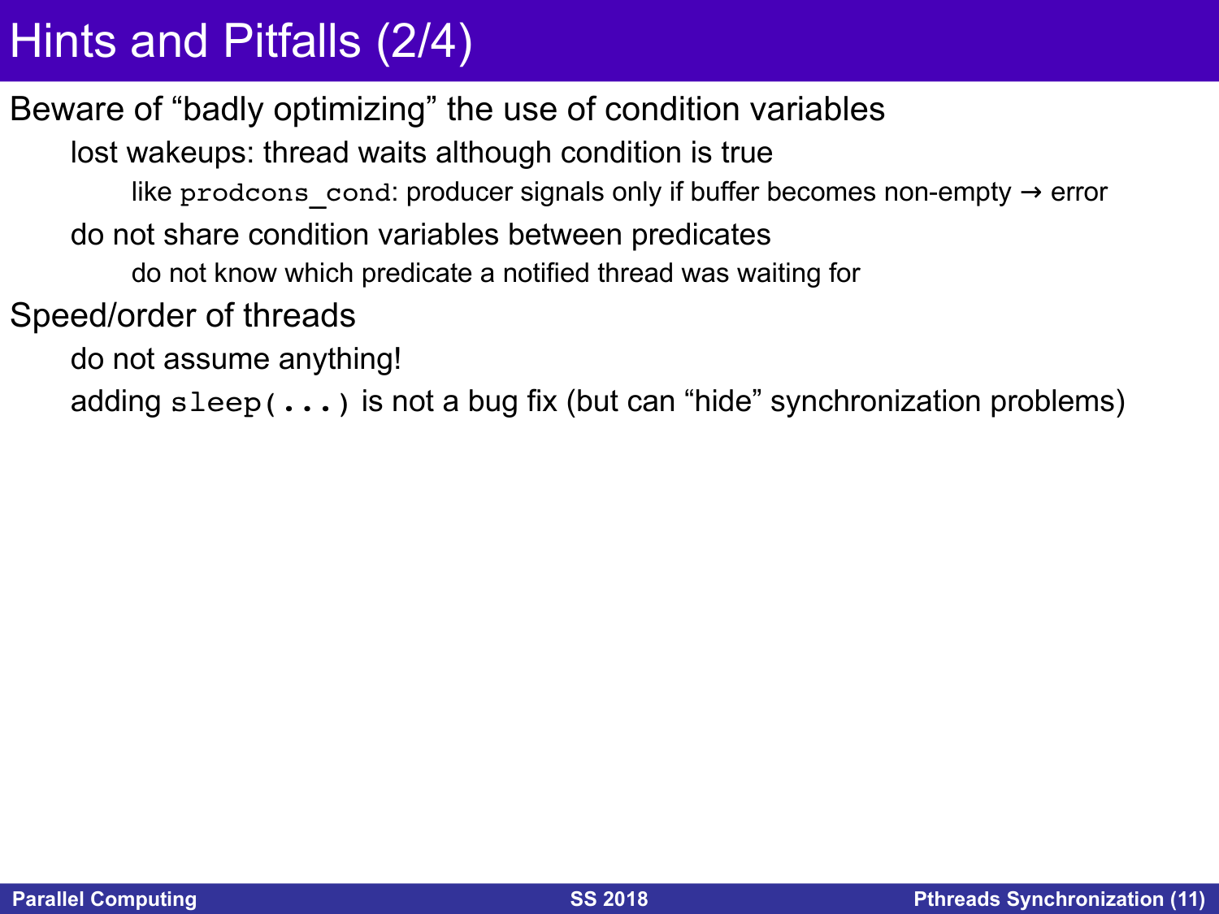# Hints and Pitfalls (2/4)

Beware of "badly optimizing" the use of condition variables

- lost wakeups: thread waits although condition is true
  - like `prodcons_cond`: producer signals only if buffer becomes non-empty → error
- do not share condition variables between predicates
  - do not know which predicate a notified thread was waiting for

Speed/order of threads

- do not assume anything!
- adding `sleep(...)` is not a bug fix (but can "hide" synchronization problems)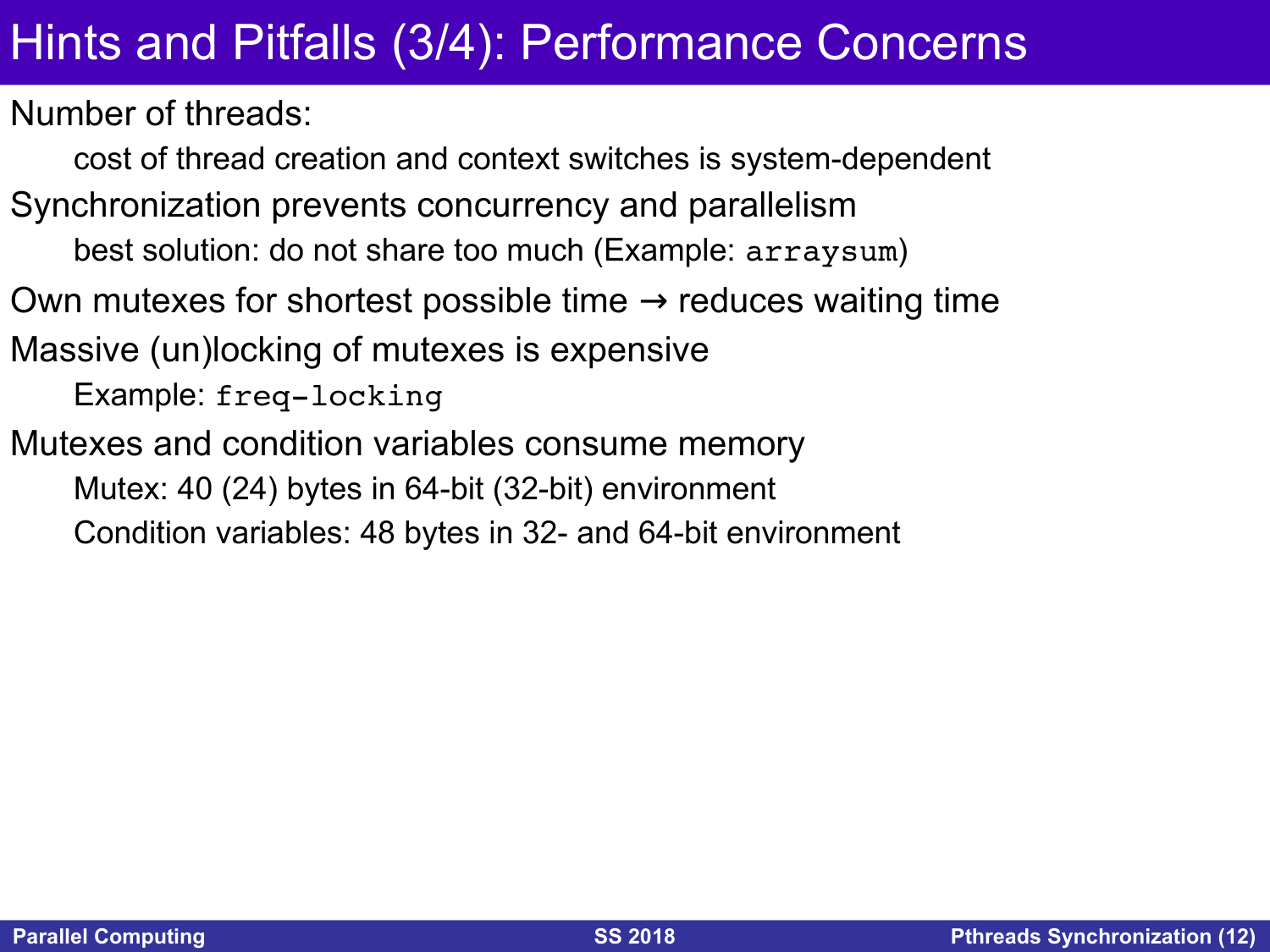# Hints and Pitfalls (3/4): Performance Concerns

Number of threads:

- cost of thread creation and context switches is system-dependent

Synchronization prevents concurrency and parallelism

- best solution: do not share too much (Example: `arraysum`)

Own mutexes for shortest possible time → reduces waiting time

Massive (un)locking of mutexes is expensive

- Example: `freq-locking`

Mutexes and condition variables consume memory

- Mutex: 40 (24) bytes in 64-bit (32-bit) environment
- Condition variables: 48 bytes in 32- and 64-bit environment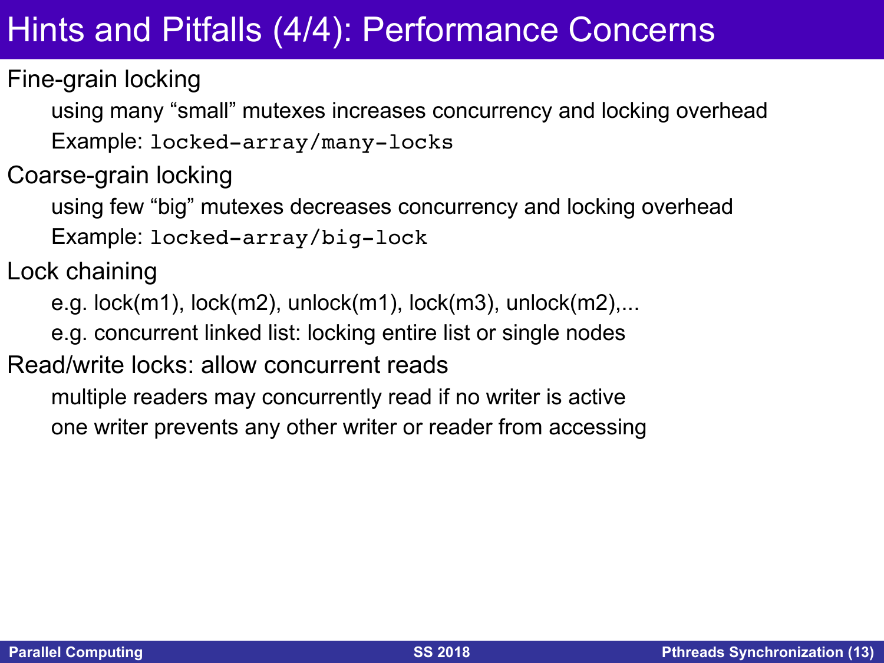# Hints and Pitfalls (4/4): Performance Concerns

Fine-grain locking

- using many “small” mutexes increases concurrency and locking overhead
- Example: `locked-array/many-locks`

Coarse-grain locking

- using few “big” mutexes decreases concurrency and locking overhead
- Example: `locked-array/big-lock`

Lock chaining

- e.g. lock(m1), lock(m2), unlock(m1), lock(m3), unlock(m2),...
- e.g. concurrent linked list: locking entire list or single nodes

Read/write locks: allow concurrent reads

- multiple readers may concurrently read if no writer is active
- one writer prevents any other writer or reader from accessing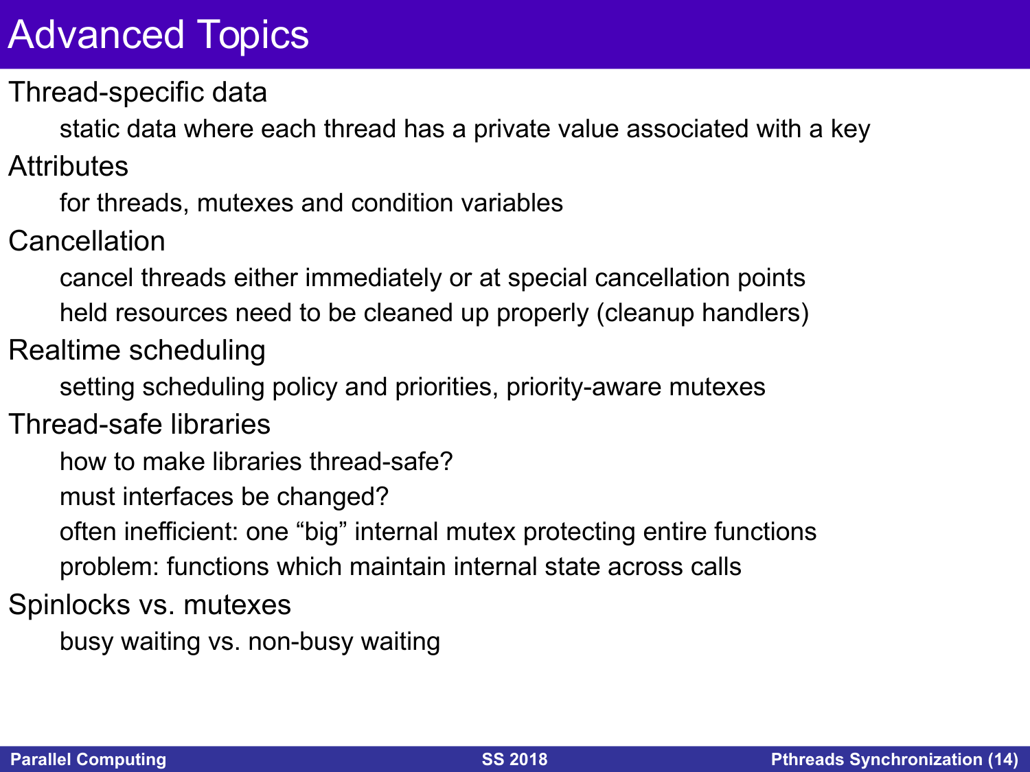# Advanced Topics

Thread-specific data

- static data where each thread has a private value associated with a key

Attributes

- for threads, mutexes and condition variables

Cancellation

- cancel threads either immediately or at special cancellation points
- held resources need to be cleaned up properly (cleanup handlers)

Realtime scheduling

- setting scheduling policy and priorities, priority-aware mutexes

Thread-safe libraries

- how to make libraries thread-safe?
- must interfaces be changed?
- often inefficient: one “big” internal mutex protecting entire functions
- problem: functions which maintain internal state across calls

Spinlocks vs. mutexes

- busy waiting vs. non-busy waiting